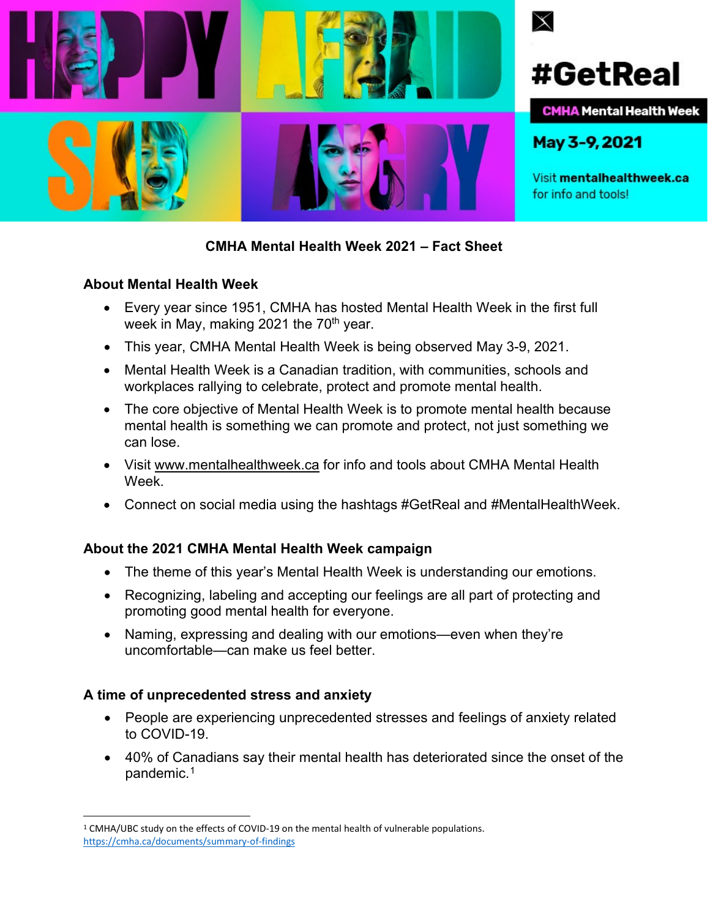#GetReal

CMHA Mental Health Week

May 3-9, 2021

Visit **mentalhealthweek.ca** for info and tools!

## CMHA Mental Health Week 2021 – Fact Sheet

### About Mental Health Week

- Every year since 1951, CMHA has hosted Mental Health Week in the first full week in May, making 2021 the 70th year.
- This year, CMHA Mental Health Week is being observed May 3-9, 2021.
- Mental Health Week is a Canadian tradition, with communities, schools and workplaces rallying to celebrate, protect and promote mental health.
- The core objective of Mental Health Week is to promote mental health because mental health is something we can promote and protect, not just something we can lose.
- Visit www.mentalhealthweek.ca for info and tools about CMHA Mental Health Week.
- Connect on social media using the hashtags #GetReal and #MentalHealthWeek.

### About the 2021 CMHA Mental Health Week campaign

- The theme of this year's Mental Health Week is understanding our emotions.
- Recognizing, labeling and accepting our feelings are all part of protecting and promoting good mental health for everyone.
- Naming, expressing and dealing with our emotions—even when they're uncomfortable—can make us feel better.

### A time of unprecedented stress and anxiety

- People are experiencing unprecedented stresses and feelings of anxiety related to COVID-19.
- 40% of Canadians say their mental health has deteriorated since the onset of the pandemic.[1]

---

[1] CMHA/UBC study on the effects of COVID-19 on the mental health of vulnerable populations. https://cmha.ca/documents/summary-of-findings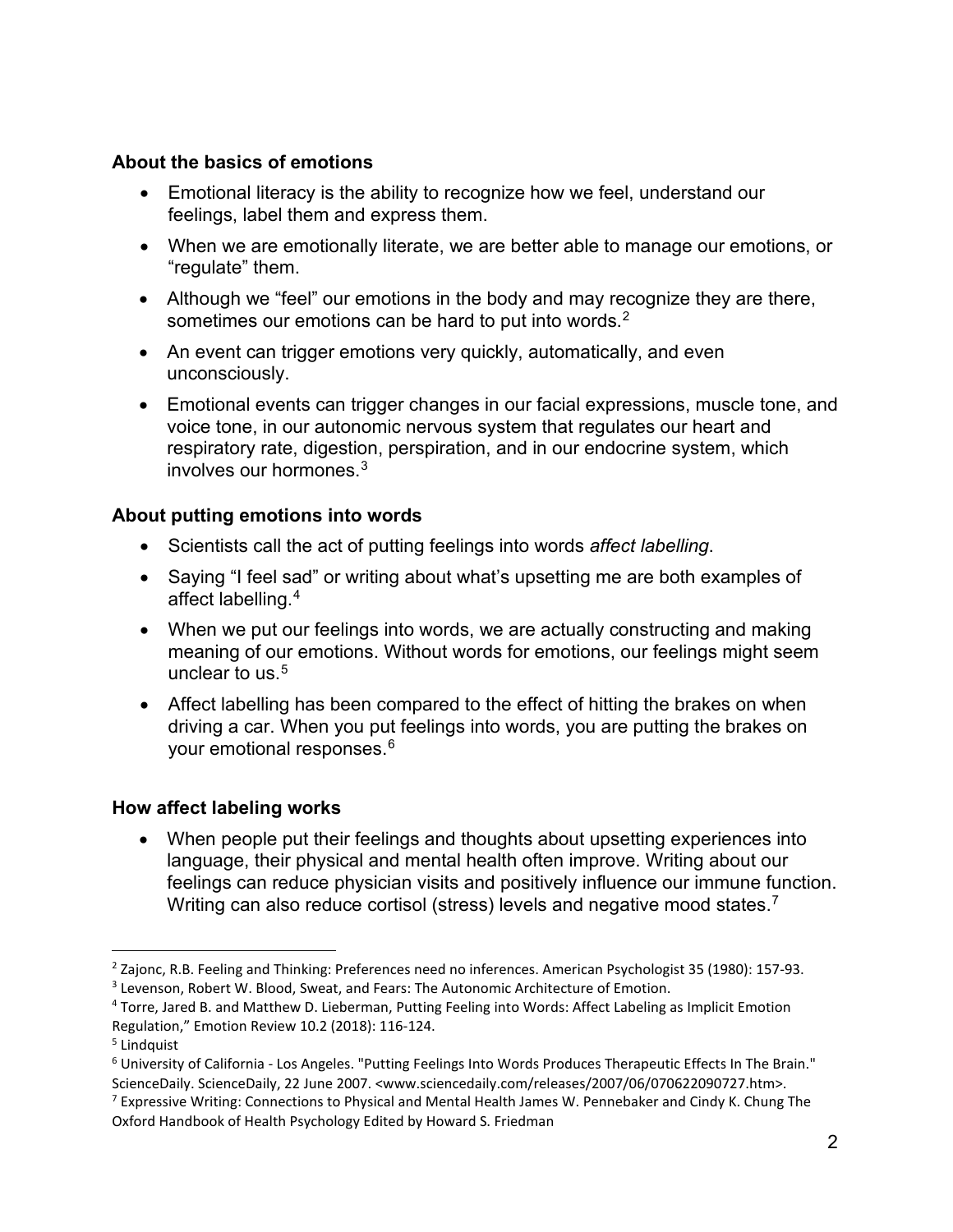### About the basics of emotions

- Emotional literacy is the ability to recognize how we feel, understand our feelings, label them and express them.
- When we are emotionally literate, we are better able to manage our emotions, or "regulate" them.
- Although we "feel" our emotions in the body and may recognize they are there, sometimes our emotions can be hard to put into words.[2]
- An event can trigger emotions very quickly, automatically, and even unconsciously.
- Emotional events can trigger changes in our facial expressions, muscle tone, and voice tone, in our autonomic nervous system that regulates our heart and respiratory rate, digestion, perspiration, and in our endocrine system, which involves our hormones.[3]

### About putting emotions into words

- Scientists call the act of putting feelings into words *affect labelling*.
- Saying "I feel sad" or writing about what's upsetting me are both examples of affect labelling.[4]
- When we put our feelings into words, we are actually constructing and making meaning of our emotions. Without words for emotions, our feelings might seem unclear to us.[5]
- Affect labelling has been compared to the effect of hitting the brakes on when driving a car. When you put feelings into words, you are putting the brakes on your emotional responses.[6]

### How affect labeling works

- When people put their feelings and thoughts about upsetting experiences into language, their physical and mental health often improve. Writing about our feelings can reduce physician visits and positively influence our immune function. Writing can also reduce cortisol (stress) levels and negative mood states.[7]

---

[2] Zajonc, R.B. Feeling and Thinking: Preferences need no inferences. American Psychologist 35 (1980): 157-93.

[3] Levenson, Robert W. Blood, Sweat, and Fears: The Autonomic Architecture of Emotion.

[4] Torre, Jared B. and Matthew D. Lieberman, Putting Feeling into Words: Affect Labeling as Implicit Emotion Regulation," Emotion Review 10.2 (2018): 116-124.

[5] Lindquist

[6] University of California - Los Angeles. "Putting Feelings Into Words Produces Therapeutic Effects In The Brain." ScienceDaily. ScienceDaily, 22 June 2007. <www.sciencedaily.com/releases/2007/06/070622090727.htm>.

[7] Expressive Writing: Connections to Physical and Mental Health James W. Pennebaker and Cindy K. Chung The Oxford Handbook of Health Psychology Edited by Howard S. Friedman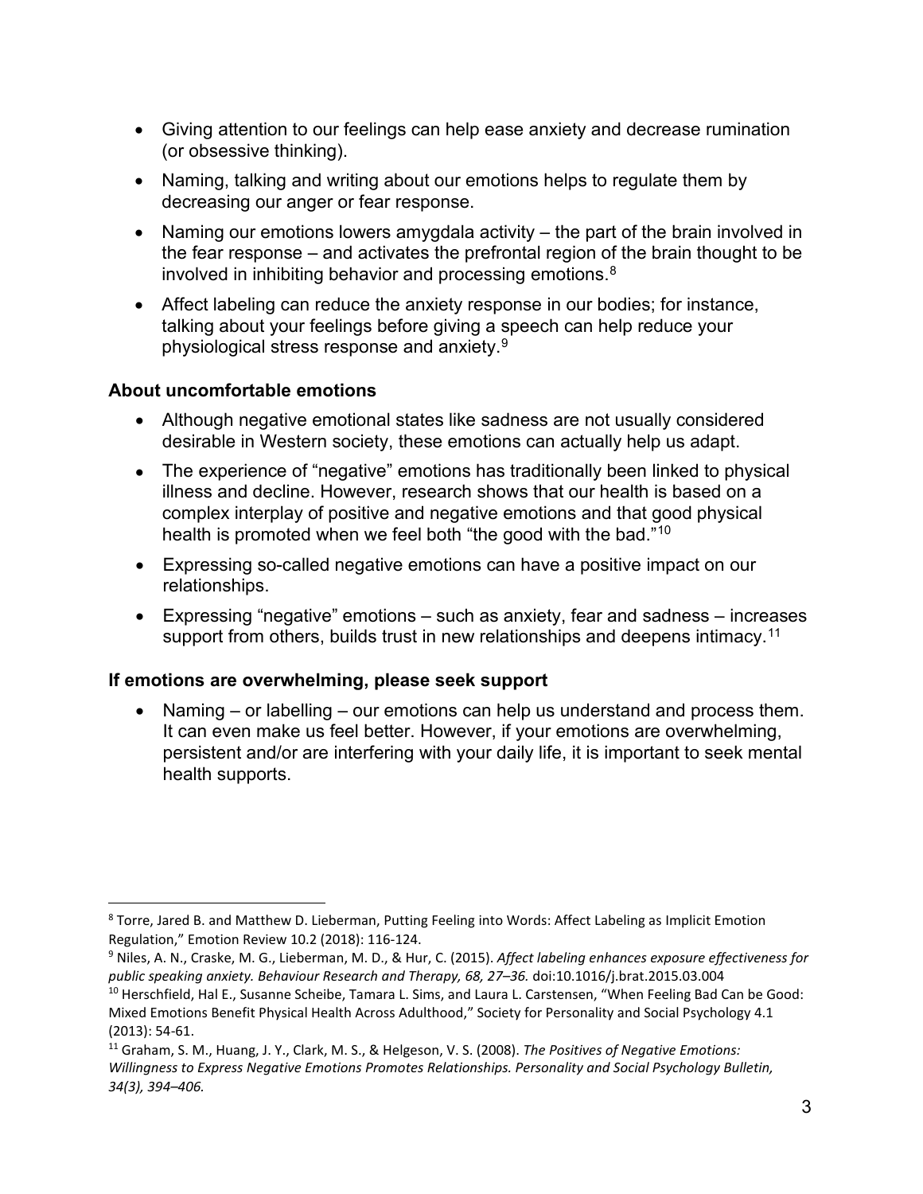- Giving attention to our feelings can help ease anxiety and decrease rumination (or obsessive thinking).
- Naming, talking and writing about our emotions helps to regulate them by decreasing our anger or fear response.
- Naming our emotions lowers amygdala activity – the part of the brain involved in the fear response – and activates the prefrontal region of the brain thought to be involved in inhibiting behavior and processing emotions.[8]
- Affect labeling can reduce the anxiety response in our bodies; for instance, talking about your feelings before giving a speech can help reduce your physiological stress response and anxiety.[9]

### About uncomfortable emotions

- Although negative emotional states like sadness are not usually considered desirable in Western society, these emotions can actually help us adapt.
- The experience of "negative" emotions has traditionally been linked to physical illness and decline. However, research shows that our health is based on a complex interplay of positive and negative emotions and that good physical health is promoted when we feel both "the good with the bad."[10]
- Expressing so-called negative emotions can have a positive impact on our relationships.
- Expressing "negative" emotions – such as anxiety, fear and sadness – increases support from others, builds trust in new relationships and deepens intimacy.[11]

### If emotions are overwhelming, please seek support

- Naming – or labelling – our emotions can help us understand and process them. It can even make us feel better. However, if your emotions are overwhelming, persistent and/or are interfering with your daily life, it is important to seek mental health supports.

---

[8] Torre, Jared B. and Matthew D. Lieberman, Putting Feeling into Words: Affect Labeling as Implicit Emotion Regulation," Emotion Review 10.2 (2018): 116-124.

[9] Niles, A. N., Craske, M. G., Lieberman, M. D., & Hur, C. (2015). *Affect labeling enhances exposure effectiveness for public speaking anxiety. Behaviour Research and Therapy, 68, 27–36.* doi:10.1016/j.brat.2015.03.004

[10] Herschfield, Hal E., Susanne Scheibe, Tamara L. Sims, and Laura L. Carstensen, "When Feeling Bad Can be Good: Mixed Emotions Benefit Physical Health Across Adulthood," Society for Personality and Social Psychology 4.1 (2013): 54-61.

[11] Graham, S. M., Huang, J. Y., Clark, M. S., & Helgeson, V. S. (2008). *The Positives of Negative Emotions: Willingness to Express Negative Emotions Promotes Relationships. Personality and Social Psychology Bulletin, 34(3), 394–406.*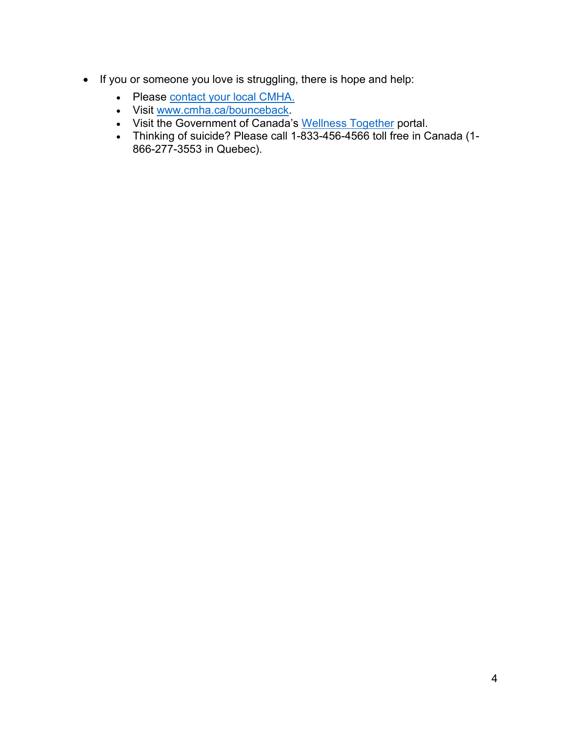- If you or someone you love is struggling, there is hope and help:
  - Please contact your local CMHA.
  - Visit www.cmha.ca/bounceback.
  - Visit the Government of Canada's Wellness Together portal.
  - Thinking of suicide? Please call 1-833-456-4566 toll free in Canada (1-866-277-3553 in Quebec).